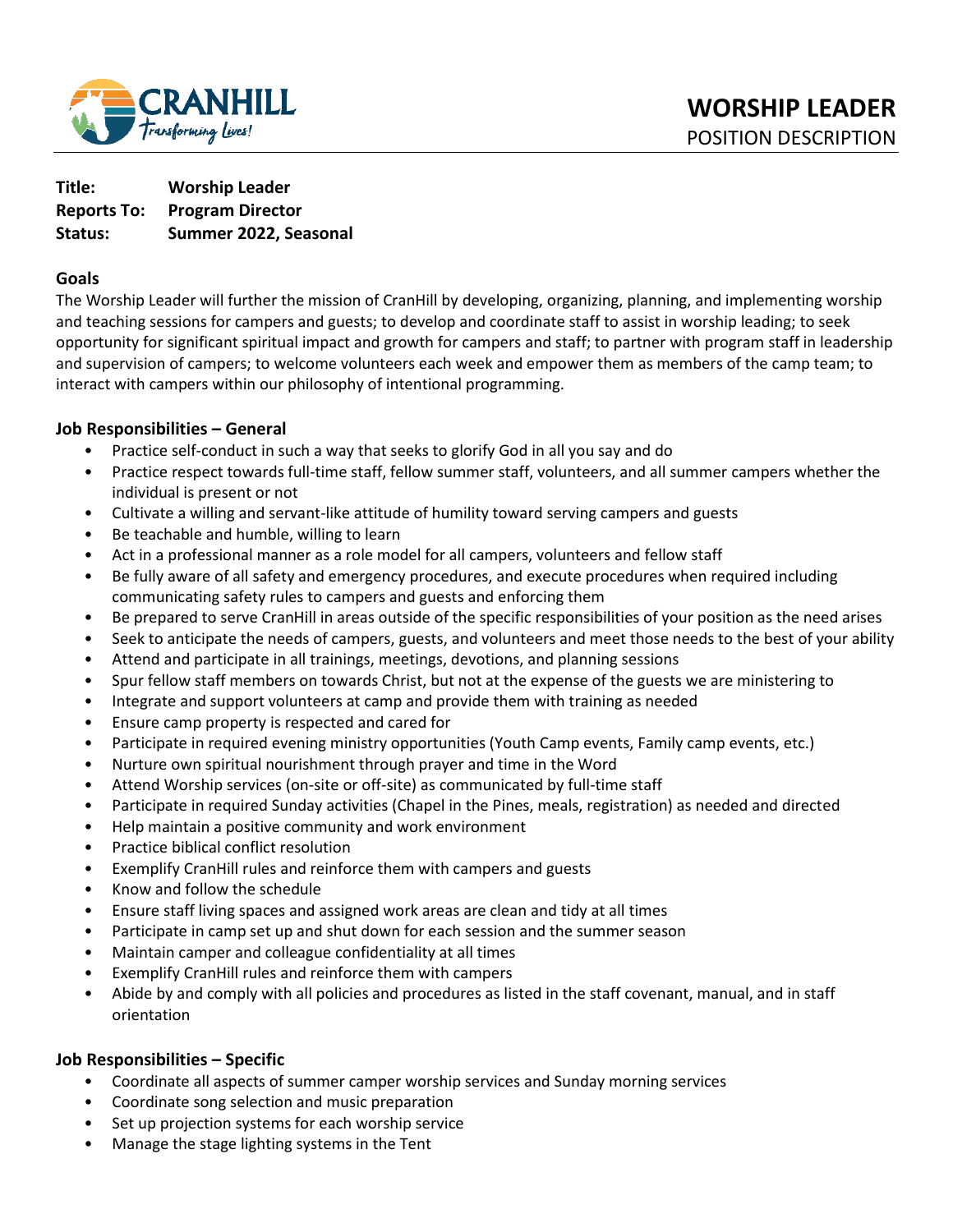# WORSHIP LEADER

POSITION DESCRIPTION

**Title:** **Worship Leader**
**Reports To:** **Program Director**
**Status:** **Summer 2022, Seasonal**

## Goals

The Worship Leader will further the mission of CranHill by developing, organizing, planning, and implementing worship and teaching sessions for campers and guests; to develop and coordinate staff to assist in worship leading; to seek opportunity for significant spiritual impact and growth for campers and staff; to partner with program staff in leadership and supervision of campers; to welcome volunteers each week and empower them as members of the camp team; to interact with campers within our philosophy of intentional programming.

## Job Responsibilities – General

- Practice self-conduct in such a way that seeks to glorify God in all you say and do
- Practice respect towards full-time staff, fellow summer staff, volunteers, and all summer campers whether the individual is present or not
- Cultivate a willing and servant-like attitude of humility toward serving campers and guests
- Be teachable and humble, willing to learn
- Act in a professional manner as a role model for all campers, volunteers and fellow staff
- Be fully aware of all safety and emergency procedures, and execute procedures when required including communicating safety rules to campers and guests and enforcing them
- Be prepared to serve CranHill in areas outside of the specific responsibilities of your position as the need arises
- Seek to anticipate the needs of campers, guests, and volunteers and meet those needs to the best of your ability
- Attend and participate in all trainings, meetings, devotions, and planning sessions
- Spur fellow staff members on towards Christ, but not at the expense of the guests we are ministering to
- Integrate and support volunteers at camp and provide them with training as needed
- Ensure camp property is respected and cared for
- Participate in required evening ministry opportunities (Youth Camp events, Family camp events, etc.)
- Nurture own spiritual nourishment through prayer and time in the Word
- Attend Worship services (on-site or off-site) as communicated by full-time staff
- Participate in required Sunday activities (Chapel in the Pines, meals, registration) as needed and directed
- Help maintain a positive community and work environment
- Practice biblical conflict resolution
- Exemplify CranHill rules and reinforce them with campers and guests
- Know and follow the schedule
- Ensure staff living spaces and assigned work areas are clean and tidy at all times
- Participate in camp set up and shut down for each session and the summer season
- Maintain camper and colleague confidentiality at all times
- Exemplify CranHill rules and reinforce them with campers
- Abide by and comply with all policies and procedures as listed in the staff covenant, manual, and in staff orientation

## Job Responsibilities – Specific

- Coordinate all aspects of summer camper worship services and Sunday morning services
- Coordinate song selection and music preparation
- Set up projection systems for each worship service
- Manage the stage lighting systems in the Tent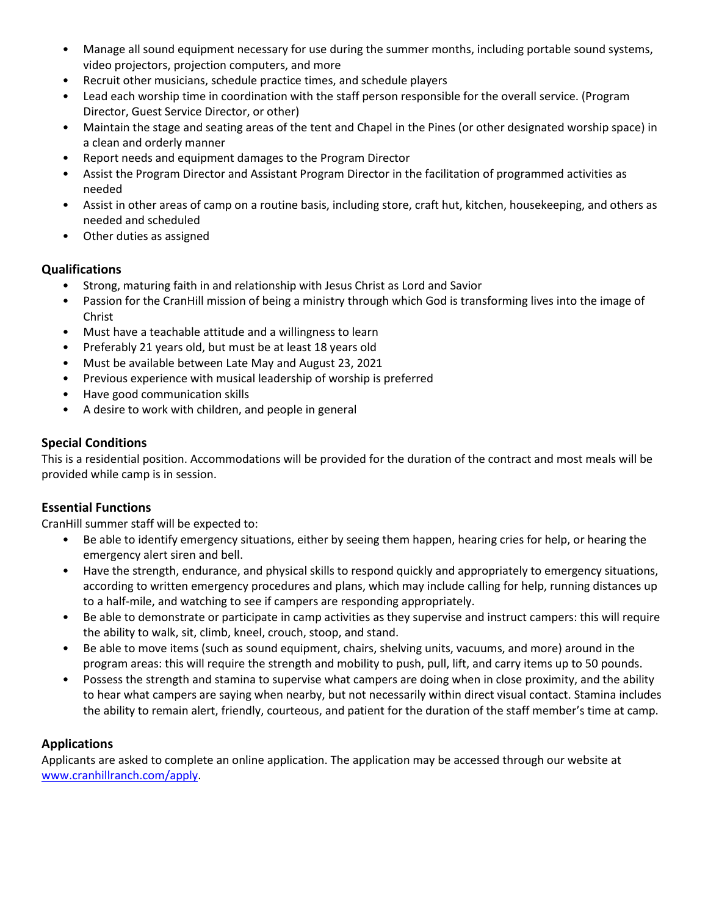- Manage all sound equipment necessary for use during the summer months, including portable sound systems, video projectors, projection computers, and more
- Recruit other musicians, schedule practice times, and schedule players
- Lead each worship time in coordination with the staff person responsible for the overall service. (Program Director, Guest Service Director, or other)
- Maintain the stage and seating areas of the tent and Chapel in the Pines (or other designated worship space) in a clean and orderly manner
- Report needs and equipment damages to the Program Director
- Assist the Program Director and Assistant Program Director in the facilitation of programmed activities as needed
- Assist in other areas of camp on a routine basis, including store, craft hut, kitchen, housekeeping, and others as needed and scheduled
- Other duties as assigned

## Qualifications

- Strong, maturing faith in and relationship with Jesus Christ as Lord and Savior
- Passion for the CranHill mission of being a ministry through which God is transforming lives into the image of Christ
- Must have a teachable attitude and a willingness to learn
- Preferably 21 years old, but must be at least 18 years old
- Must be available between Late May and August 23, 2021
- Previous experience with musical leadership of worship is preferred
- Have good communication skills
- A desire to work with children, and people in general

## Special Conditions

This is a residential position. Accommodations will be provided for the duration of the contract and most meals will be provided while camp is in session.

## Essential Functions

CranHill summer staff will be expected to:

- Be able to identify emergency situations, either by seeing them happen, hearing cries for help, or hearing the emergency alert siren and bell.
- Have the strength, endurance, and physical skills to respond quickly and appropriately to emergency situations, according to written emergency procedures and plans, which may include calling for help, running distances up to a half-mile, and watching to see if campers are responding appropriately.
- Be able to demonstrate or participate in camp activities as they supervise and instruct campers: this will require the ability to walk, sit, climb, kneel, crouch, stoop, and stand.
- Be able to move items (such as sound equipment, chairs, shelving units, vacuums, and more) around in the program areas: this will require the strength and mobility to push, pull, lift, and carry items up to 50 pounds.
- Possess the strength and stamina to supervise what campers are doing when in close proximity, and the ability to hear what campers are saying when nearby, but not necessarily within direct visual contact. Stamina includes the ability to remain alert, friendly, courteous, and patient for the duration of the staff member's time at camp.

## Applications

Applicants are asked to complete an online application. The application may be accessed through our website at www.cranhillranch.com/apply.